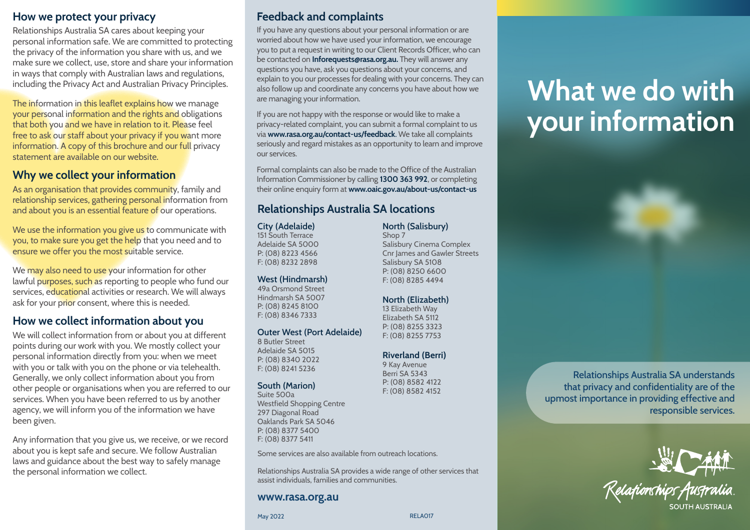## How we protect your privacy

Relationships Australia SA cares about keeping your personal information safe. We are committed to protecting the privacy of the information you share with us, and we make sure we collect, use, store and share your information in ways that comply with Australian laws and regulations, including the Privacy Act and Australian Privacy Principles.

The information in this leaflet explains how we manage your personal information and the rights and obligations that both you and we have in relation to it. Please feel free to ask our staff about your privacy if you want more information. A copy of this brochure and our full privacy statement are available on our website.

## Why we collect your information

As an organisation that provides community, family and relationship services, gathering personal information from and about you is an essential feature of our operations.

We use the information you give us to communicate with you, to make sure you get the help that you need and to ensure we offer you the most suitable service.

We may also need to use your information for other lawful purposes, such as reporting to people who fund our services, educational activities or research. We will always ask for your prior consent, where this is needed.

## How we collect information about you

We will collect information from or about you at different points during our work with you. We mostly collect your personal information directly from you: when we meet with you or talk with you on the phone or via telehealth. Generally, we only collect information about you from other people or organisations when you are referred to our services. When you have been referred to us by another agency, we will inform you of the information we have been given.

Any information that you give us, we receive, or we record about you is kept safe and secure. We follow Australian laws and guidance about the best way to safely manage the personal information we collect.

## Feedback and complaints

If you have any questions about your personal information or are worried about how we have used your information, we encourage you to put a request in writing to our Client Records Officer, who can be contacted on **Inforequests@rasa.org.au.** They will answer any questions you have, ask you questions about your concerns, and explain to you our processes for dealing with your concerns. They can also follow up and coordinate any concerns you have about how we are managing your information.

If you are not happy with the response or would like to make a privacy-related complaint, you can submit a formal complaint to us via **www.rasa.org.au/contact-us/feedback**. We take all complaints seriously and regard mistakes as an opportunity to learn and improve our services.

Formal complaints can also be made to the Office of the Australian Information Commissioner by calling **1300 363 992**, or completing their online enquiry form at **www.oaic.gov.au/about-us/contact-us**

## Relationships Australia SA locations

### City (Adelaide)
151 South Terrace
Adelaide SA 5000
P: (08) 8223 4566
F: (08) 8232 2898

### West (Hindmarsh)
49a Orsmond Street
Hindmarsh SA 5007
P: (08) 8245 8100
F: (08) 8346 7333

### Outer West (Port Adelaide)
8 Butler Street
Adelaide SA 5015
P: (08) 8340 2022
F: (08) 8241 5236

### South (Marion)
Suite 500a
Westfield Shopping Centre
297 Diagonal Road
Oaklands Park SA 5046
P: (08) 8377 5400
F: (08) 8377 5411

### North (Salisbury)
Shop 7
Salisbury Cinema Complex
Cnr James and Gawler Streets
Salisbury SA 5108
P: (08) 8250 6600
F: (08) 8285 4494

### North (Elizabeth)
13 Elizabeth Way
Elizabeth SA 5112
P: (08) 8255 3323
F: (08) 8255 7753

### Riverland (Berri)
9 Kay Avenue
Berri SA 5343
P: (08) 8582 4122
F: (08) 8582 4152

Some services are also available from outreach locations.

Relationships Australia SA provides a wide range of other services that assist individuals, families and communities.

**www.rasa.org.au**

May 2022 RELA017

# What we do with your information

Relationships Australia SA understands that privacy and confidentiality are of the upmost importance in providing effective and responsible services.

Relationships Australia SOUTH AUSTRALIA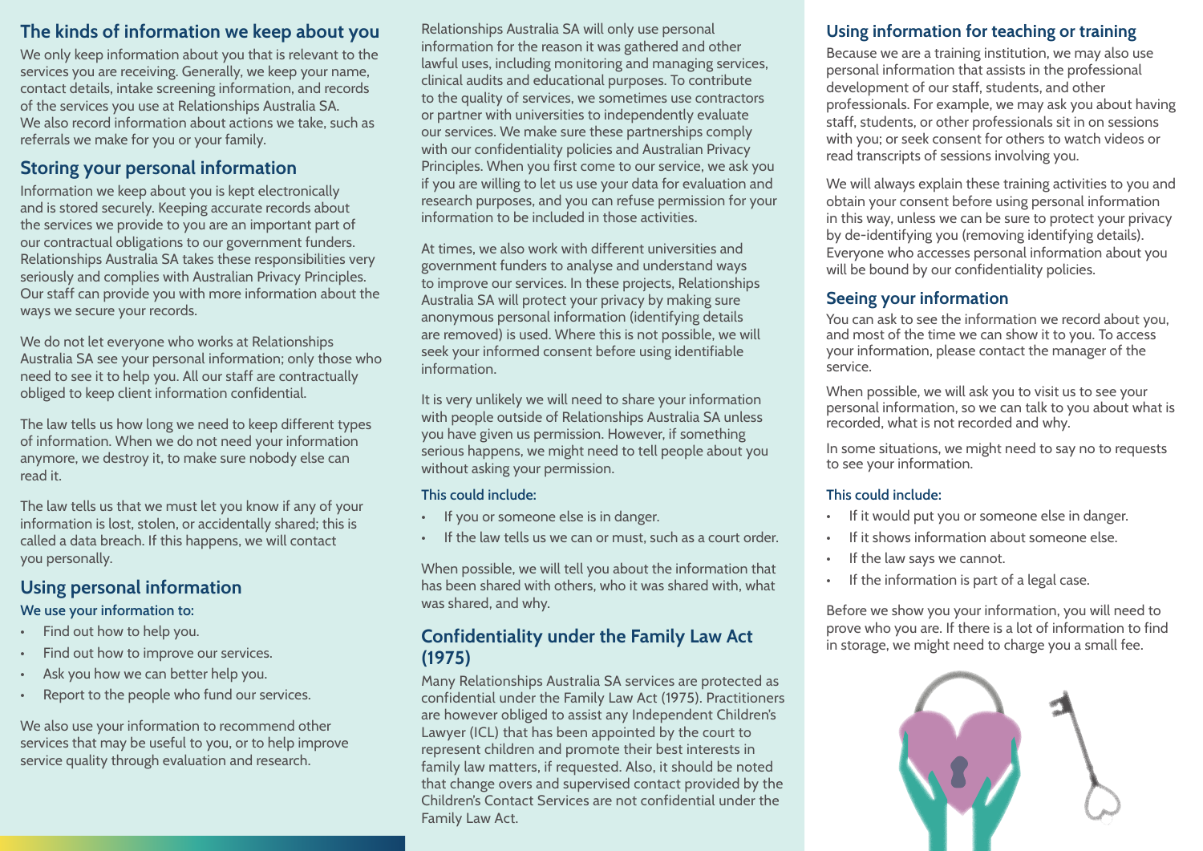## The kinds of information we keep about you

We only keep information about you that is relevant to the services you are receiving. Generally, we keep your name, contact details, intake screening information, and records of the services you use at Relationships Australia SA. We also record information about actions we take, such as referrals we make for you or your family.

## Storing your personal information

Information we keep about you is kept electronically and is stored securely. Keeping accurate records about the services we provide to you are an important part of our contractual obligations to our government funders. Relationships Australia SA takes these responsibilities very seriously and complies with Australian Privacy Principles. Our staff can provide you with more information about the ways we secure your records.

We do not let everyone who works at Relationships Australia SA see your personal information; only those who need to see it to help you. All our staff are contractually obliged to keep client information confidential.

The law tells us how long we need to keep different types of information. When we do not need your information anymore, we destroy it, to make sure nobody else can read it.

The law tells us that we must let you know if any of your information is lost, stolen, or accidentally shared; this is called a data breach. If this happens, we will contact you personally.

## Using personal information

### We use your information to:

- Find out how to help you.
- Find out how to improve our services.
- Ask you how we can better help you.
- Report to the people who fund our services.

We also use your information to recommend other services that may be useful to you, or to help improve service quality through evaluation and research.

Relationships Australia SA will only use personal information for the reason it was gathered and other lawful uses, including monitoring and managing services, clinical audits and educational purposes. To contribute to the quality of services, we sometimes use contractors or partner with universities to independently evaluate our services. We make sure these partnerships comply with our confidentiality policies and Australian Privacy Principles. When you first come to our service, we ask you if you are willing to let us use your data for evaluation and research purposes, and you can refuse permission for your information to be included in those activities.

At times, we also work with different universities and government funders to analyse and understand ways to improve our services. In these projects, Relationships Australia SA will protect your privacy by making sure anonymous personal information (identifying details are removed) is used. Where this is not possible, we will seek your informed consent before using identifiable information.

It is very unlikely we will need to share your information with people outside of Relationships Australia SA unless you have given us permission. However, if something serious happens, we might need to tell people about you without asking your permission.

### This could include:

- If you or someone else is in danger.
- If the law tells us we can or must, such as a court order.

When possible, we will tell you about the information that has been shared with others, who it was shared with, what was shared, and why.

## Confidentiality under the Family Law Act (1975)

Many Relationships Australia SA services are protected as confidential under the Family Law Act (1975). Practitioners are however obliged to assist any Independent Children's Lawyer (ICL) that has been appointed by the court to represent children and promote their best interests in family law matters, if requested. Also, it should be noted that change overs and supervised contact provided by the Children's Contact Services are not confidential under the Family Law Act.

## Using information for teaching or training

Because we are a training institution, we may also use personal information that assists in the professional development of our staff, students, and other professionals. For example, we may ask you about having staff, students, or other professionals sit in on sessions with you; or seek consent for others to watch videos or read transcripts of sessions involving you.

We will always explain these training activities to you and obtain your consent before using personal information in this way, unless we can be sure to protect your privacy by de-identifying you (removing identifying details). Everyone who accesses personal information about you will be bound by our confidentiality policies.

## Seeing your information

You can ask to see the information we record about you, and most of the time we can show it to you. To access your information, please contact the manager of the service.

When possible, we will ask you to visit us to see your personal information, so we can talk to you about what is recorded, what is not recorded and why.

In some situations, we might need to say no to requests to see your information.

### This could include:

- If it would put you or someone else in danger.
- If it shows information about someone else.
- If the law says we cannot.
- If the information is part of a legal case.

Before we show you your information, you will need to prove who you are. If there is a lot of information to find in storage, we might need to charge you a small fee.